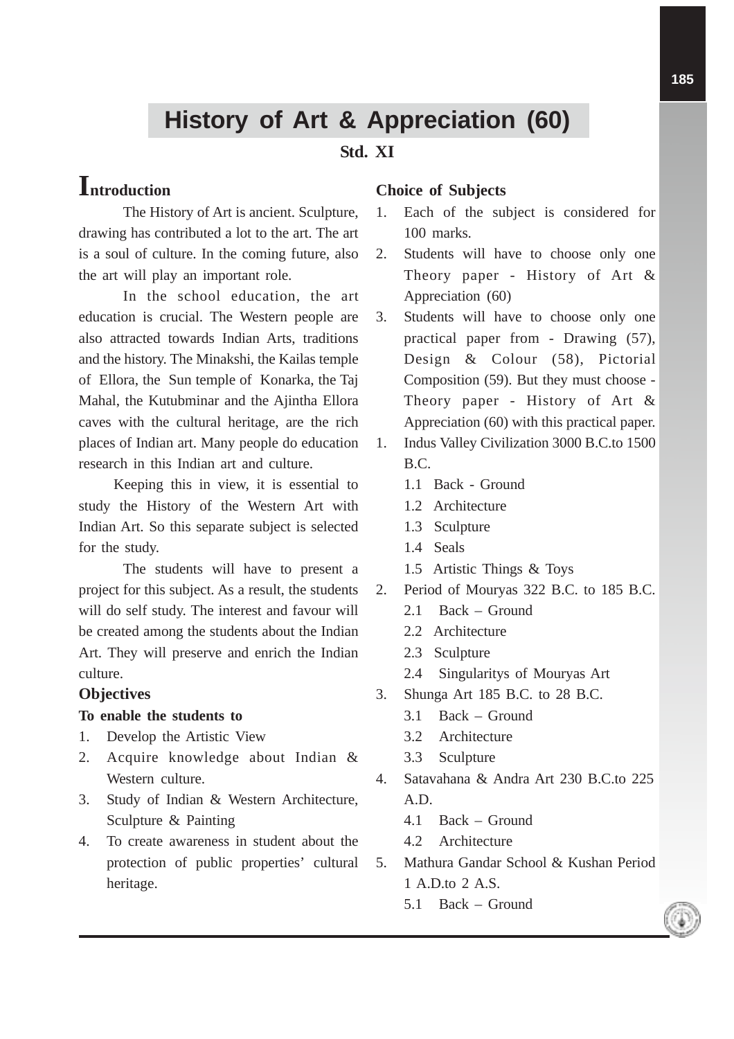# History of Art & Appreciation (60)

**Std. XI**

## Introduction

The History of Art is ancient. Sculpture, drawing has contributed a lot to the art. The art is a soul of culture. In the coming future, also the art will play an important role.

In the school education, the art education is crucial. The Western people are also attracted towards Indian Arts, traditions and the history. The Minakshi, the Kailas temple of Ellora, the Sun temple of Konarka, the Taj Mahal, the Kutubminar and the Ajintha Ellora caves with the cultural heritage, are the rich places of Indian art. Many people do education research in this Indian art and culture.

Keeping this in view, it is essential to study the History of the Western Art with Indian Art. So this separate subject is selected for the study.

The students will have to present a project for this subject. As a result, the students will do self study. The interest and favour will be created among the students about the Indian Art. They will preserve and enrich the Indian culture.

### Objectives

**To enable the students to**

1. Develop the Artistic View
2. Acquire knowledge about Indian & Western culture.
3. Study of Indian & Western Architecture, Sculpture & Painting
4. To create awareness in student about the protection of public properties' cultural heritage.

### Choice of Subjects

1. Each of the subject is considered for 100 marks.
2. Students will have to choose only one Theory paper - History of Art & Appreciation (60)
3. Students will have to choose only one practical paper from - Drawing (57), Design & Colour (58), Pictorial Composition (59). But they must choose - Theory paper - History of Art & Appreciation (60) with this practical paper.

1. Indus Valley Civilization 3000 B.C.to 1500 B.C.
   - 1.1 Back - Ground
   - 1.2 Architecture
   - 1.3 Sculpture
   - 1.4 Seals
   - 1.5 Artistic Things & Toys
2. Period of Mouryas 322 B.C. to 185 B.C.
   - 2.1 Back – Ground
   - 2.2 Architecture
   - 2.3 Sculpture
   - 2.4 Singularitys of Mouryas Art
3. Shunga Art 185 B.C. to 28 B.C.
   - 3.1 Back – Ground
   - 3.2 Architecture
   - 3.3 Sculpture
4. Satavahana & Andra Art 230 B.C.to 225 A.D.
   - 4.1 Back – Ground
   - 4.2 Architecture
5. Mathura Gandar School & Kushan Period 1 A.D.to 2 A.S.
   - 5.1 Back – Ground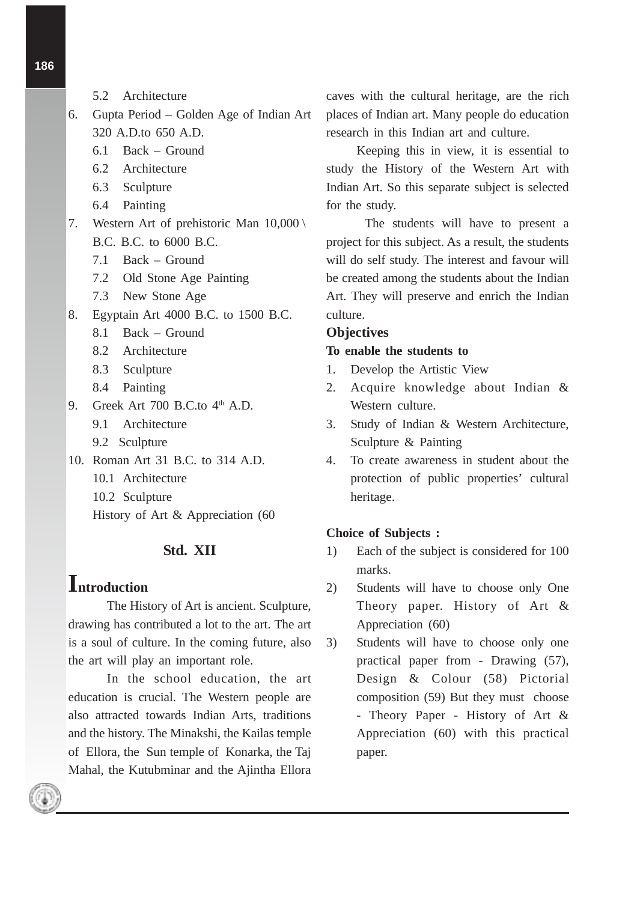5.2 Architecture

6. Gupta Period – Golden Age of Indian Art 320 A.D.to 650 A.D.
   - 6.1 Back – Ground
   - 6.2 Architecture
   - 6.3 Sculpture
   - 6.4 Painting
7. Western Art of prehistoric Man 10,000 \ B.C. B.C. to 6000 B.C.
   - 7.1 Back – Ground
   - 7.2 Old Stone Age Painting
   - 7.3 New Stone Age
8. Egyptain Art 4000 B.C. to 1500 B.C.
   - 8.1 Back – Ground
   - 8.2 Architecture
   - 8.3 Sculpture
   - 8.4 Painting
9. Greek Art 700 B.C.to 4th A.D.
   - 9.1 Architecture
   - 9.2 Sculpture
10. Roman Art 31 B.C. to 314 A.D.
    - 10.1 Architecture
    - 10.2 Sculpture

    History of Art & Appreciation (60

## Std. XII

## Introduction

The History of Art is ancient. Sculpture, drawing has contributed a lot to the art. The art is a soul of culture. In the coming future, also the art will play an important role.

In the school education, the art education is crucial. The Western people are also attracted towards Indian Arts, traditions and the history. The Minakshi, the Kailas temple of Ellora, the Sun temple of Konarka, the Taj Mahal, the Kutubminar and the Ajintha Ellora caves with the cultural heritage, are the rich places of Indian art. Many people do education research in this Indian art and culture.

Keeping this in view, it is essential to study the History of the Western Art with Indian Art. So this separate subject is selected for the study.

The students will have to present a project for this subject. As a result, the students will do self study. The interest and favour will be created among the students about the Indian Art. They will preserve and enrich the Indian culture.

### Objectives

**To enable the students to**

1. Develop the Artistic View
2. Acquire knowledge about Indian & Western culture.
3. Study of Indian & Western Architecture, Sculpture & Painting
4. To create awareness in student about the protection of public properties' cultural heritage.

**Choice of Subjects :**

1) Each of the subject is considered for 100 marks.
2) Students will have to choose only One Theory paper. History of Art & Appreciation (60)
3) Students will have to choose only one practical paper from - Drawing (57), Design & Colour (58) Pictorial composition (59) But they must choose - Theory Paper - History of Art & Appreciation (60) with this practical paper.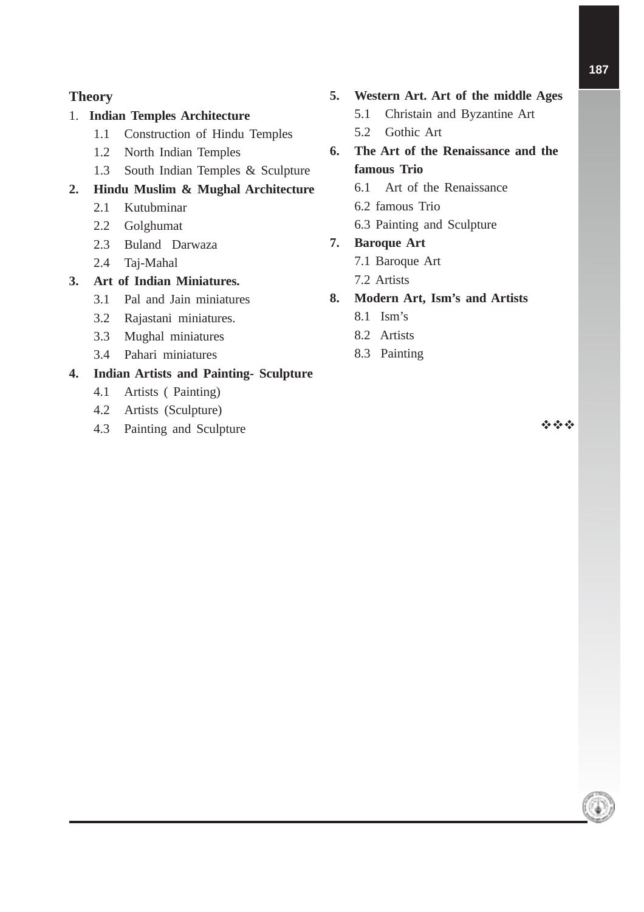## Theory

1. **Indian Temples Architecture**
   - 1.1 Construction of Hindu Temples
   - 1.2 North Indian Temples
   - 1.3 South Indian Temples & Sculpture
2. **Hindu Muslim & Mughal Architecture**
   - 2.1 Kutubminar
   - 2.2 Golghumat
   - 2.3 Buland Darwaza
   - 2.4 Taj-Mahal
3. **Art of Indian Miniatures.**
   - 3.1 Pal and Jain miniatures
   - 3.2 Rajastani miniatures.
   - 3.3 Mughal miniatures
   - 3.4 Pahari miniatures
4. **Indian Artists and Painting- Sculpture**
   - 4.1 Artists ( Painting)
   - 4.2 Artists (Sculpture)
   - 4.3 Painting and Sculpture
5. **Western Art. Art of the middle Ages**
   - 5.1 Christain and Byzantine Art
   - 5.2 Gothic Art
6. **The Art of the Renaissance and the famous Trio**
   - 6.1 Art of the Renaissance
   - 6.2 famous Trio
   - 6.3 Painting and Sculpture
7. **Baroque Art**
   - 7.1 Baroque Art
   - 7.2 Artists
8. **Modern Art, Ism's and Artists**
   - 8.1 Ism's
   - 8.2 Artists
   - 8.3 Painting

❖❖❖